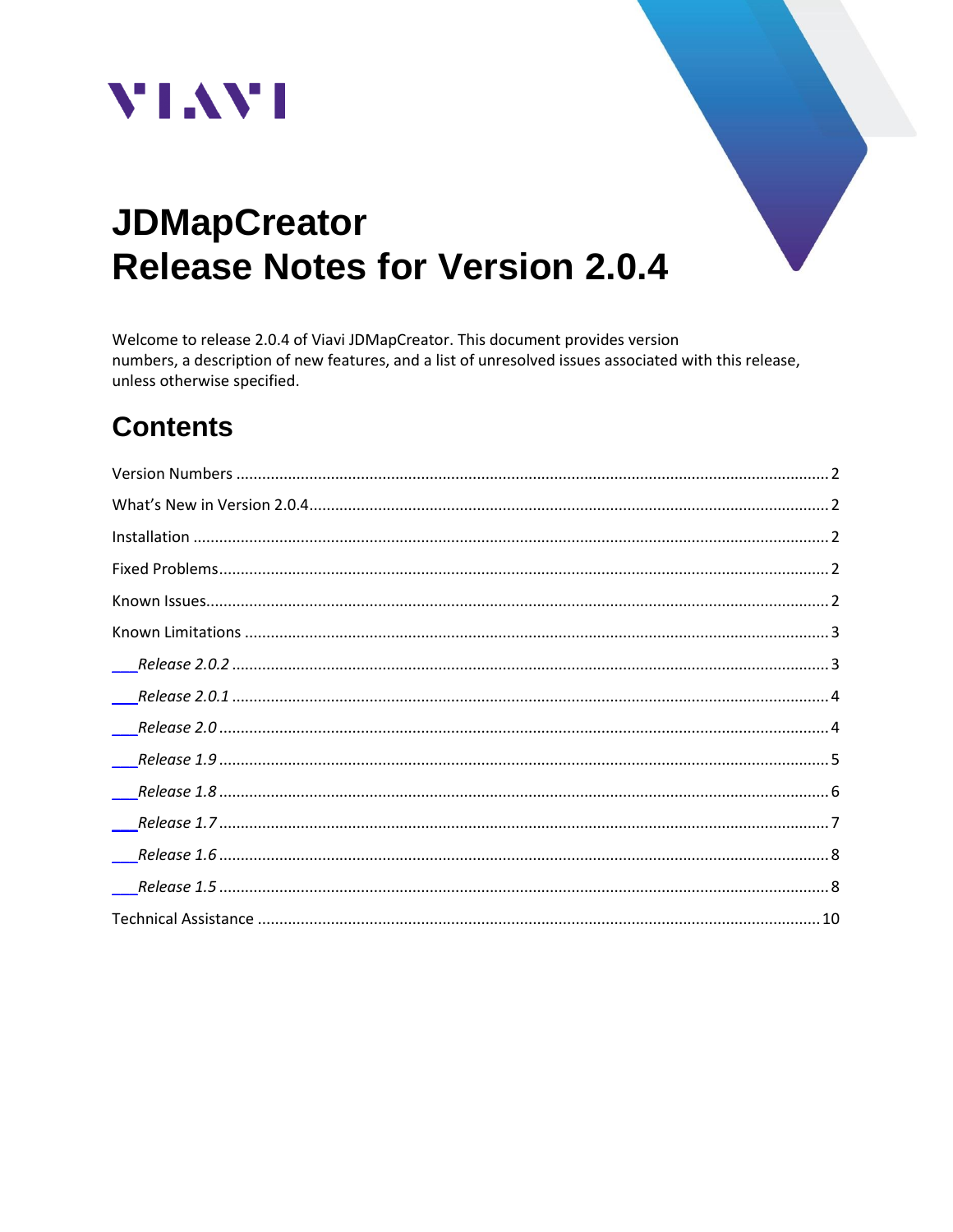# JDMapCreator
# Release Notes for Version 2.0.4

Welcome to release 2.0.4 of Viavi JDMapCreator. This document provides version numbers, a description of new features, and a list of unresolved issues associated with this release, unless otherwise specified.

## Contents

- Version Numbers ........ 2
- What's New in Version 2.0.4 ........ 2
- Installation ........ 2
- Fixed Problems ........ 2
- Known Issues ........ 2
- Known Limitations ........ 3
  - *Release 2.0.2* ........ 3
  - *Release 2.0.1* ........ 4
  - *Release 2.0* ........ 4
  - *Release 1.9* ........ 5
  - *Release 1.8* ........ 6
  - *Release 1.7* ........ 7
  - *Release 1.6* ........ 8
  - *Release 1.5* ........ 8
- Technical Assistance ........ 10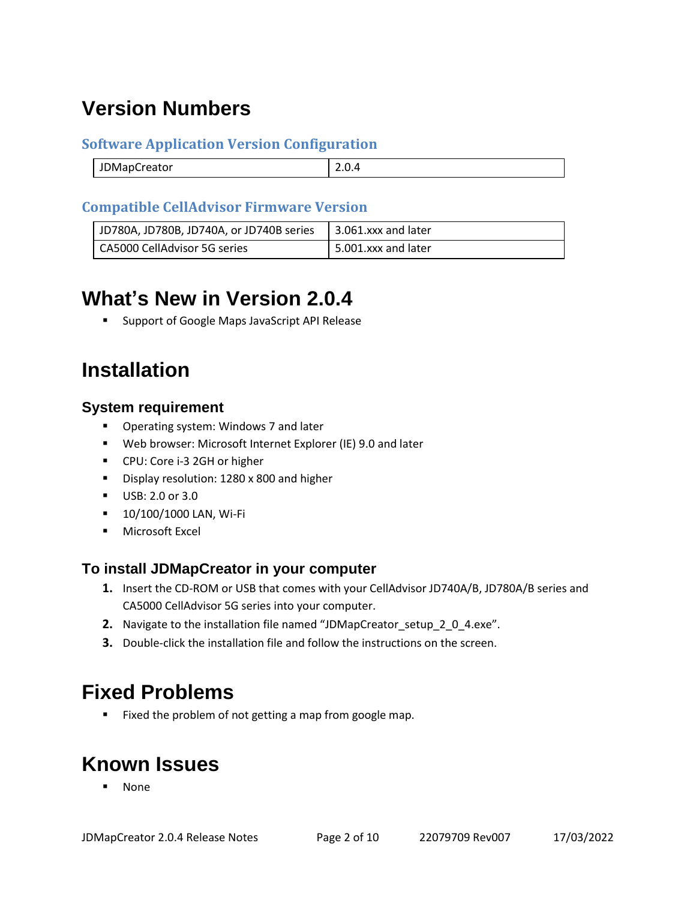# Version Numbers

### Software Application Version Configuration

| JDMapCreator | 2.0.4 |
|---|---|

### Compatible CellAdvisor Firmware Version

| JD780A, JD780B, JD740A, or JD740B series | 3.061.xxx and later |
|---|---|
| CA5000 CellAdvisor 5G series | 5.001.xxx and later |

# What's New in Version 2.0.4

- Support of Google Maps JavaScript API Release

# Installation

## System requirement

- Operating system: Windows 7 and later
- Web browser: Microsoft Internet Explorer (IE) 9.0 and later
- CPU: Core i-3 2GH or higher
- Display resolution: 1280 x 800 and higher
- USB: 2.0 or 3.0
- 10/100/1000 LAN, Wi-Fi
- Microsoft Excel

## To install JDMapCreator in your computer

1. Insert the CD-ROM or USB that comes with your CellAdvisor JD740A/B, JD780A/B series and CA5000 CellAdvisor 5G series into your computer.
2. Navigate to the installation file named "JDMapCreator_setup_2_0_4.exe".
3. Double-click the installation file and follow the instructions on the screen.

# Fixed Problems

- Fixed the problem of not getting a map from google map.

# Known Issues

- None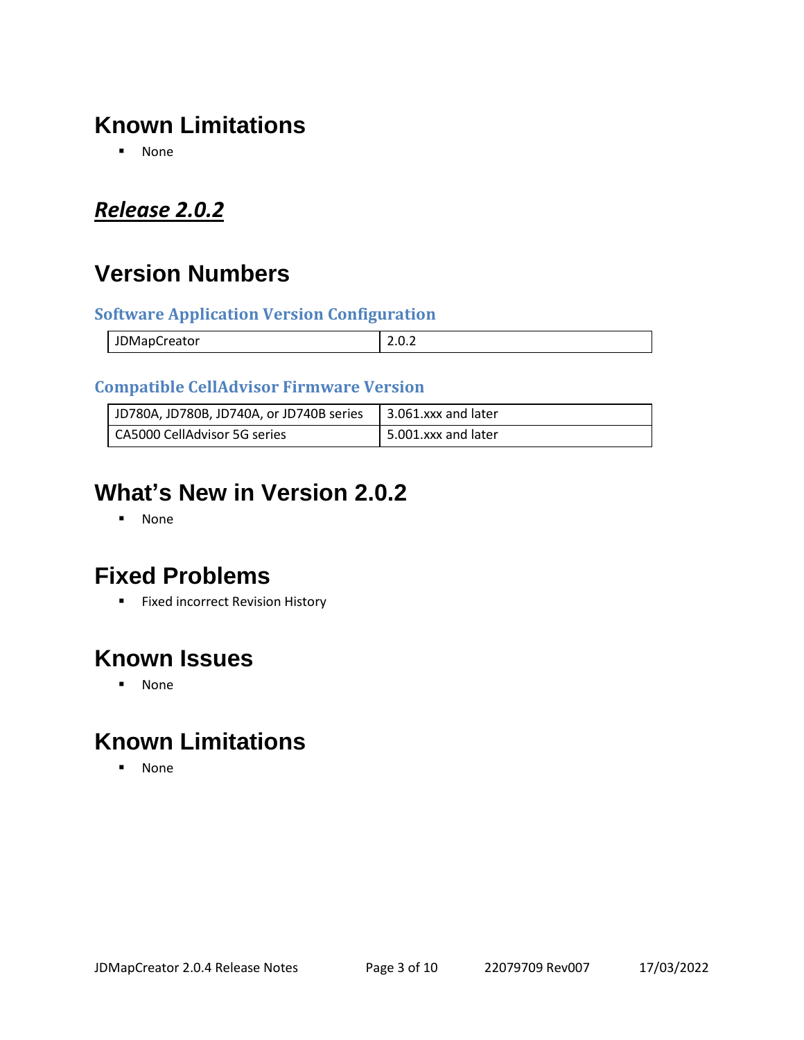## Known Limitations

- None

# ***Release 2.0.2***

## Version Numbers

### Software Application Version Configuration

| JDMapCreator | 2.0.2 |
|---|---|

### Compatible CellAdvisor Firmware Version

| JD780A, JD780B, JD740A, or JD740B series | 3.061.xxx and later |
|---|---|
| CA5000 CellAdvisor 5G series | 5.001.xxx and later |

## What's New in Version 2.0.2

- None

## Fixed Problems

- Fixed incorrect Revision History

## Known Issues

- None

## Known Limitations

- None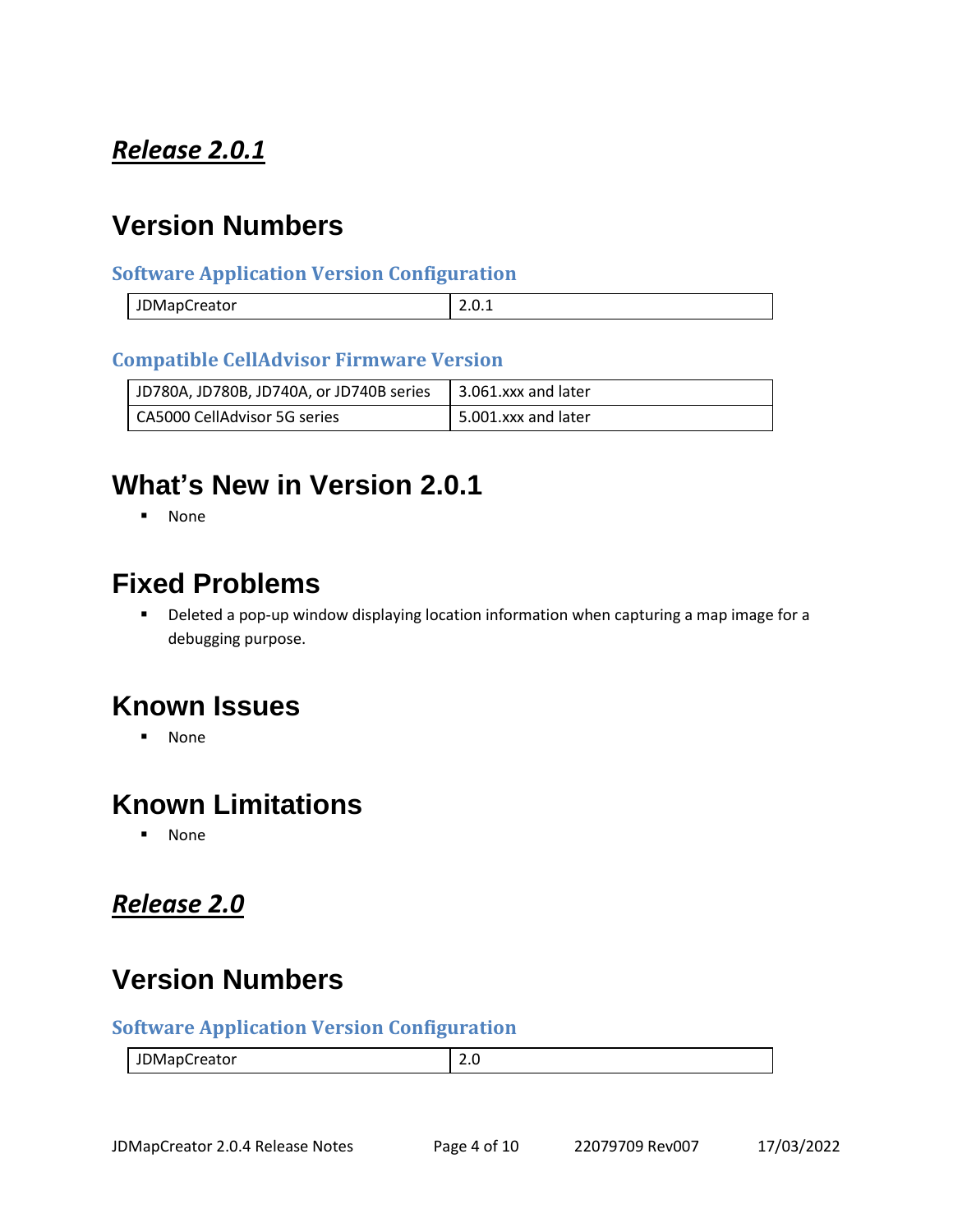## ***Release 2.0.1***

# Version Numbers

### Software Application Version Configuration

| JDMapCreator | 2.0.1 |
|---|---|

### Compatible CellAdvisor Firmware Version

| JD780A, JD780B, JD740A, or JD740B series | 3.061.xxx and later |
|---|---|
| CA5000 CellAdvisor 5G series | 5.001.xxx and later |

# What's New in Version 2.0.1

- None

# Fixed Problems

- Deleted a pop-up window displaying location information when capturing a map image for a debugging purpose.

# Known Issues

- None

# Known Limitations

- None

## ***Release 2.0***

# Version Numbers

### Software Application Version Configuration

| JDMapCreator | 2.0 |
|---|---|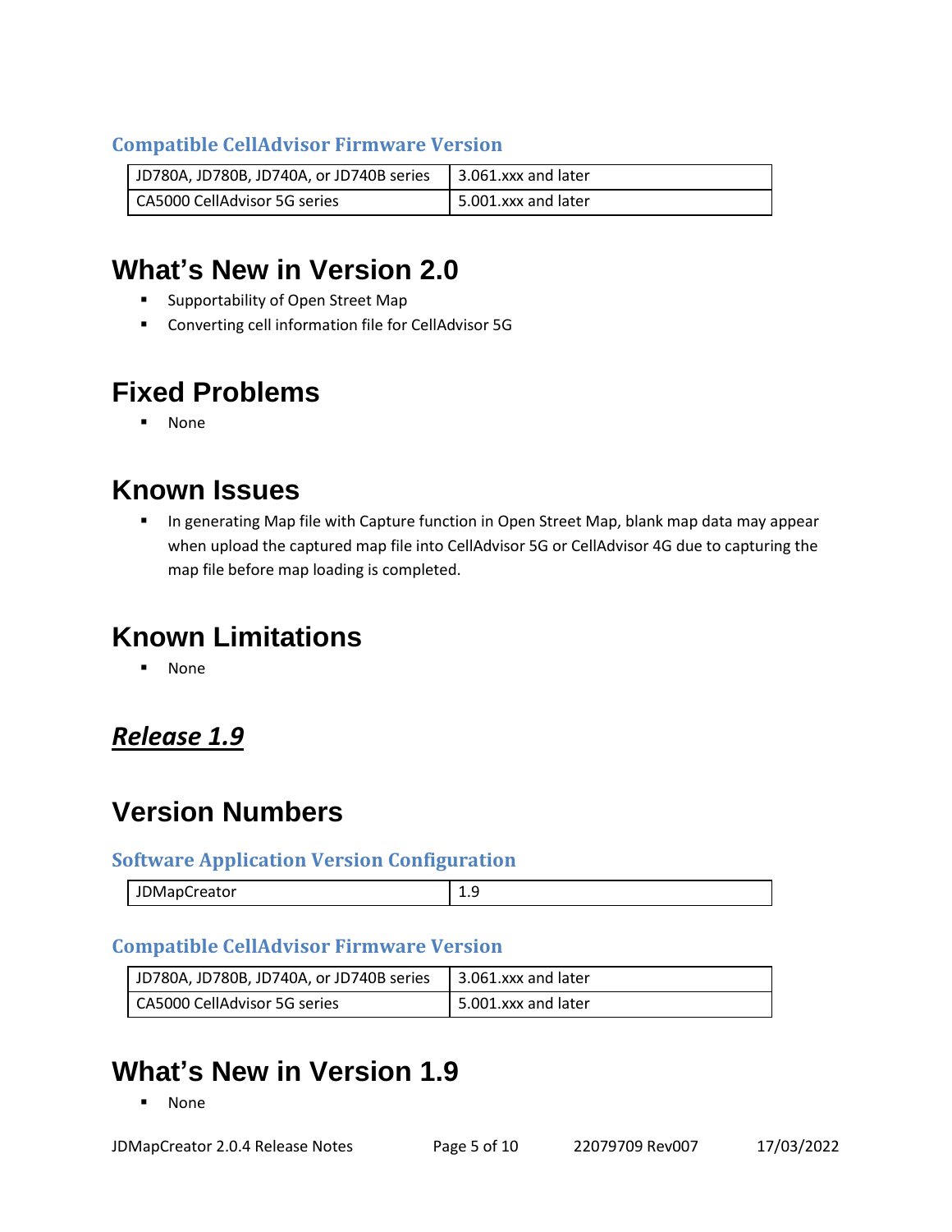### Compatible CellAdvisor Firmware Version

| JD780A, JD780B, JD740A, or JD740B series | 3.061.xxx and later |
|---|---|
| CA5000 CellAdvisor 5G series | 5.001.xxx and later |

# What's New in Version 2.0

- Supportability of Open Street Map
- Converting cell information file for CellAdvisor 5G

# Fixed Problems

- None

# Known Issues

- In generating Map file with Capture function in Open Street Map, blank map data may appear when upload the captured map file into CellAdvisor 5G or CellAdvisor 4G due to capturing the map file before map loading is completed.

# Known Limitations

- None

## ***Release 1.9***

# Version Numbers

### Software Application Version Configuration

| JDMapCreator | 1.9 |
|---|---|

### Compatible CellAdvisor Firmware Version

| JD780A, JD780B, JD740A, or JD740B series | 3.061.xxx and later |
|---|---|
| CA5000 CellAdvisor 5G series | 5.001.xxx and later |

# What's New in Version 1.9

- None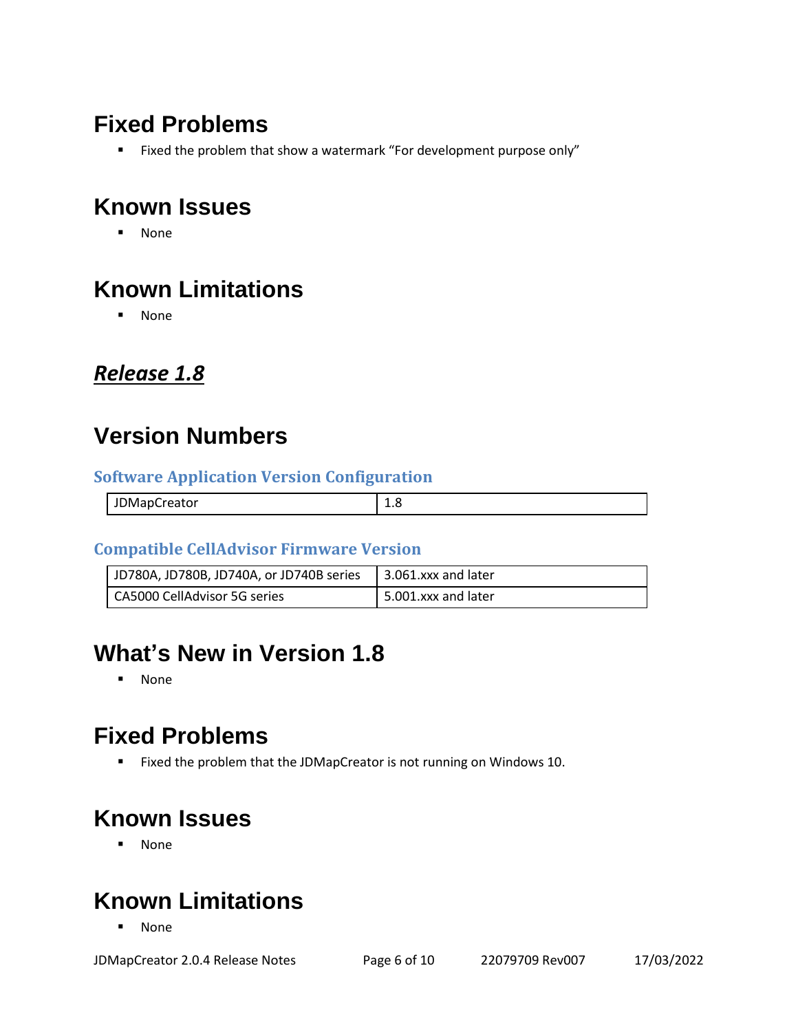## Fixed Problems

- Fixed the problem that show a watermark "For development purpose only"

## Known Issues

- None

## Known Limitations

- None

# ***Release 1.8***

## Version Numbers

### Software Application Version Configuration

| JDMapCreator | 1.8 |
|---|---|

### Compatible CellAdvisor Firmware Version

| JD780A, JD780B, JD740A, or JD740B series | 3.061.xxx and later |
|---|---|
| CA5000 CellAdvisor 5G series | 5.001.xxx and later |

## What's New in Version 1.8

- None

## Fixed Problems

- Fixed the problem that the JDMapCreator is not running on Windows 10.

## Known Issues

- None

## Known Limitations

- None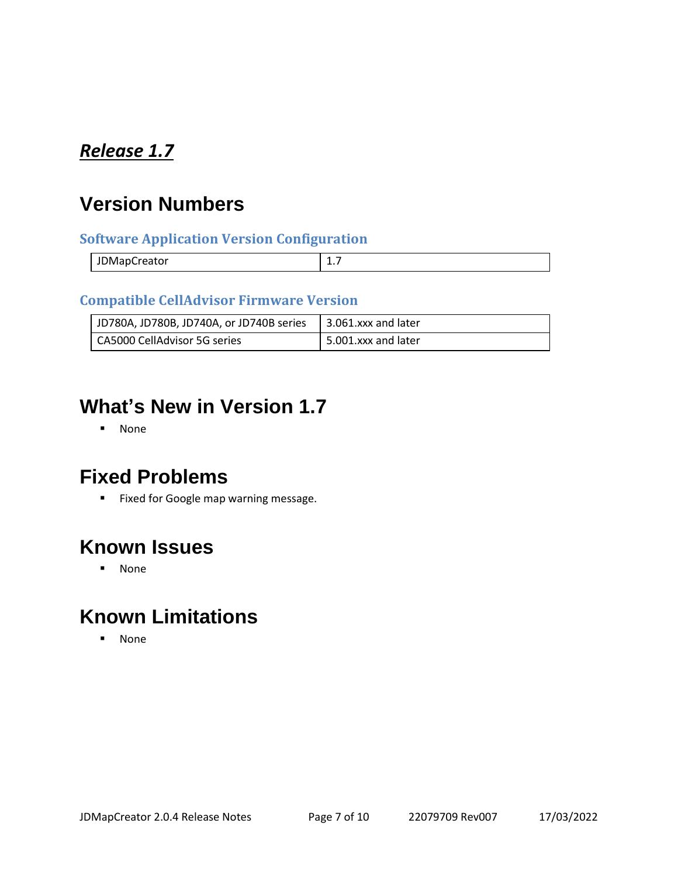# ***Release 1.7***

## Version Numbers

### Software Application Version Configuration

| JDMapCreator | 1.7 |
|---|---|

### Compatible CellAdvisor Firmware Version

| JD780A, JD780B, JD740A, or JD740B series | 3.061.xxx and later |
|---|---|
| CA5000 CellAdvisor 5G series | 5.001.xxx and later |

## What's New in Version 1.7

- None

## Fixed Problems

- Fixed for Google map warning message.

## Known Issues

- None

## Known Limitations

- None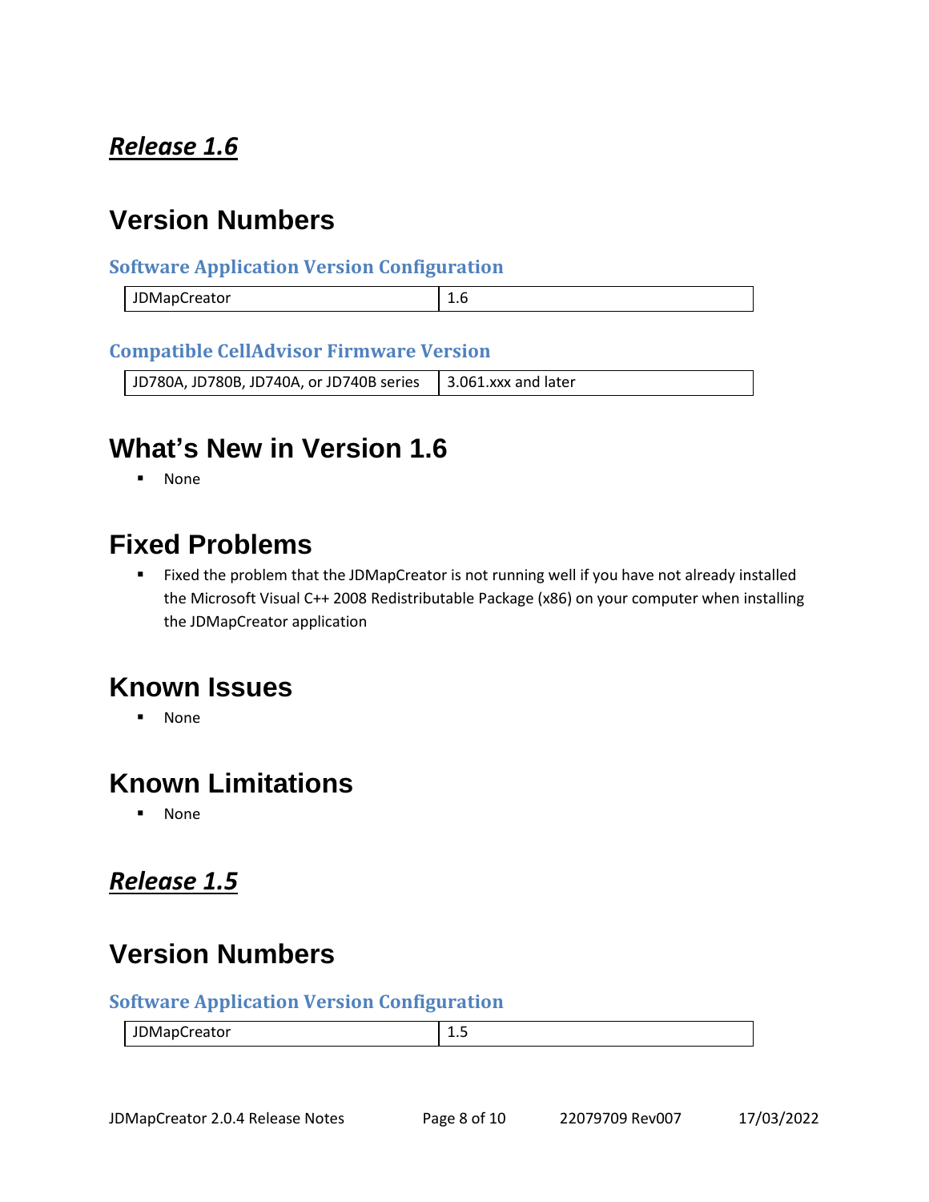## ***Release 1.6***

# Version Numbers

### Software Application Version Configuration

| JDMapCreator | 1.6 |
|---|---|

### Compatible CellAdvisor Firmware Version

| JD780A, JD780B, JD740A, or JD740B series | 3.061.xxx and later |
|---|---|

# What's New in Version 1.6

- None

# Fixed Problems

- Fixed the problem that the JDMapCreator is not running well if you have not already installed the Microsoft Visual C++ 2008 Redistributable Package (x86) on your computer when installing the JDMapCreator application

# Known Issues

- None

# Known Limitations

- None

## ***Release 1.5***

# Version Numbers

### Software Application Version Configuration

| JDMapCreator | 1.5 |
|---|---|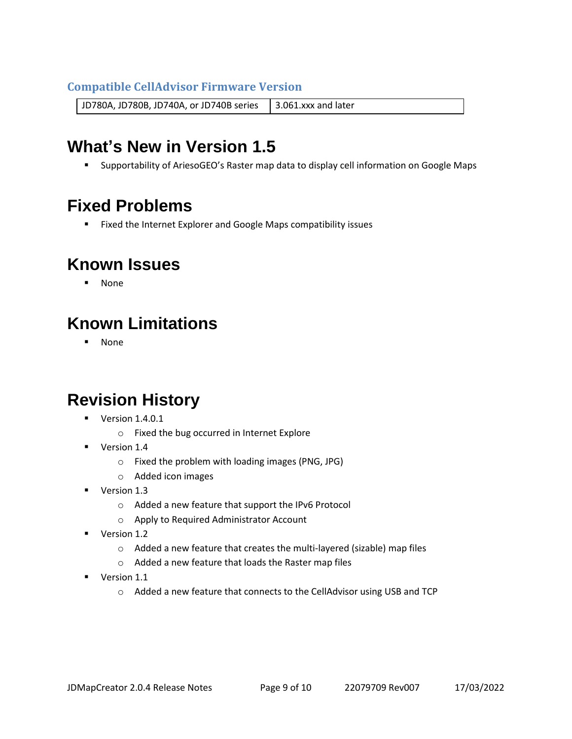### Compatible CellAdvisor Firmware Version

| JD780A, JD780B, JD740A, or JD740B series | 3.061.xxx and later |
| --- | --- |

# What's New in Version 1.5

- Supportability of AriesoGEO's Raster map data to display cell information on Google Maps

# Fixed Problems

- Fixed the Internet Explorer and Google Maps compatibility issues

# Known Issues

- None

# Known Limitations

- None

# Revision History

- Version 1.4.0.1
  - Fixed the bug occurred in Internet Explore
- Version 1.4
  - Fixed the problem with loading images (PNG, JPG)
  - Added icon images
- Version 1.3
  - Added a new feature that support the IPv6 Protocol
  - Apply to Required Administrator Account
- Version 1.2
  - Added a new feature that creates the multi-layered (sizable) map files
  - Added a new feature that loads the Raster map files
- Version 1.1
  - Added a new feature that connects to the CellAdvisor using USB and TCP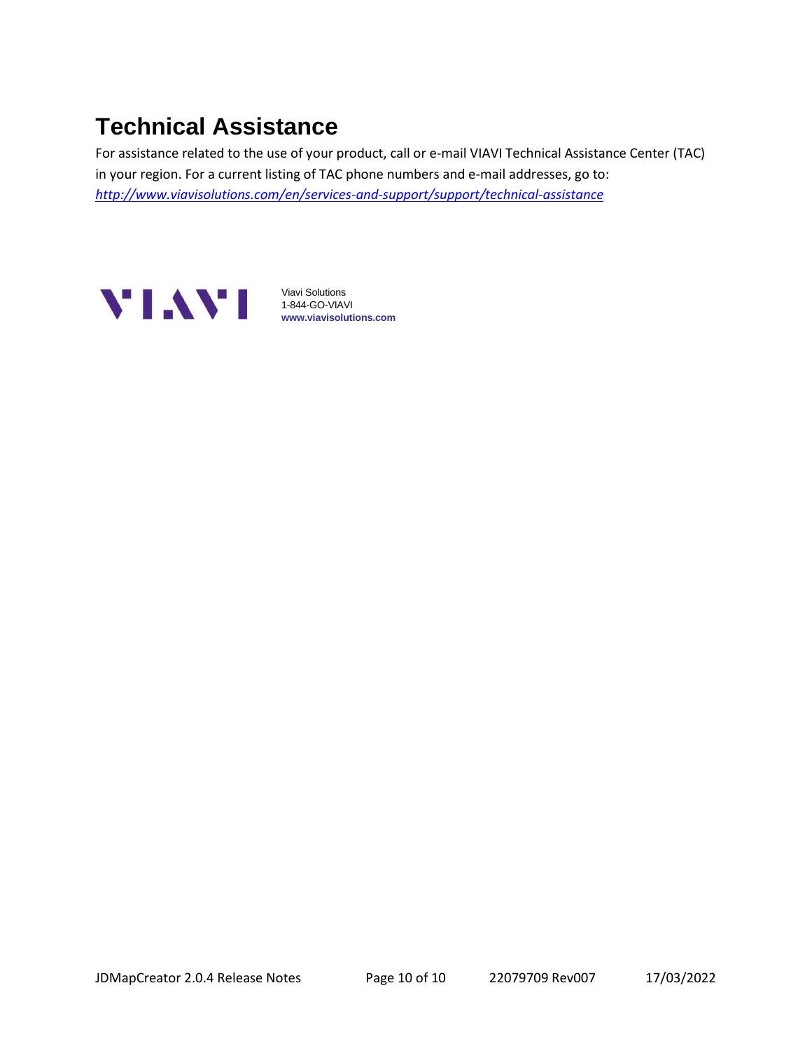# Technical Assistance

For assistance related to the use of your product, call or e-mail VIAVI Technical Assistance Center (TAC) in your region. For a current listing of TAC phone numbers and e-mail addresses, go to:
*http://www.viavisolutions.com/en/services-and-support/support/technical-assistance*

VIAVI

Viavi Solutions
1-844-GO-VIAVI
**www.viavisolutions.com**